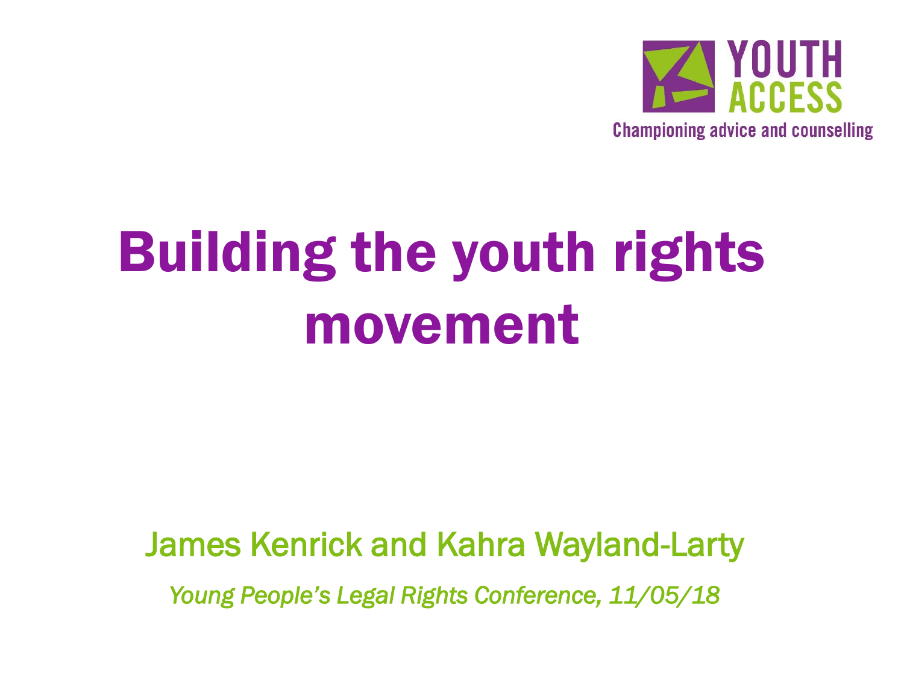YOUTH ACCESS

Championing advice and counselling

# Building the youth rights movement

James Kenrick and Kahra Wayland-Larty

*Young People's Legal Rights Conference, 11/05/18*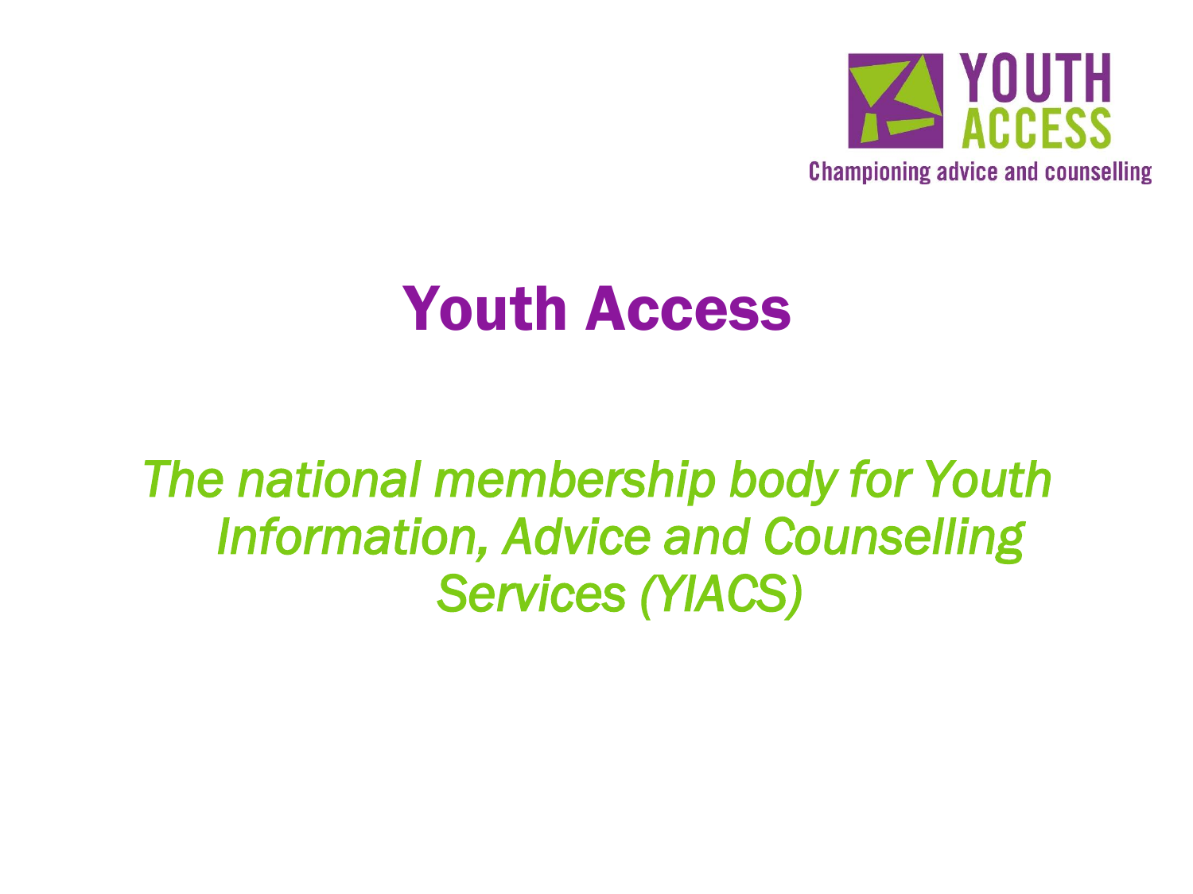# Youth Access

*The national membership body for Youth Information, Advice and Counselling Services (YIACS)*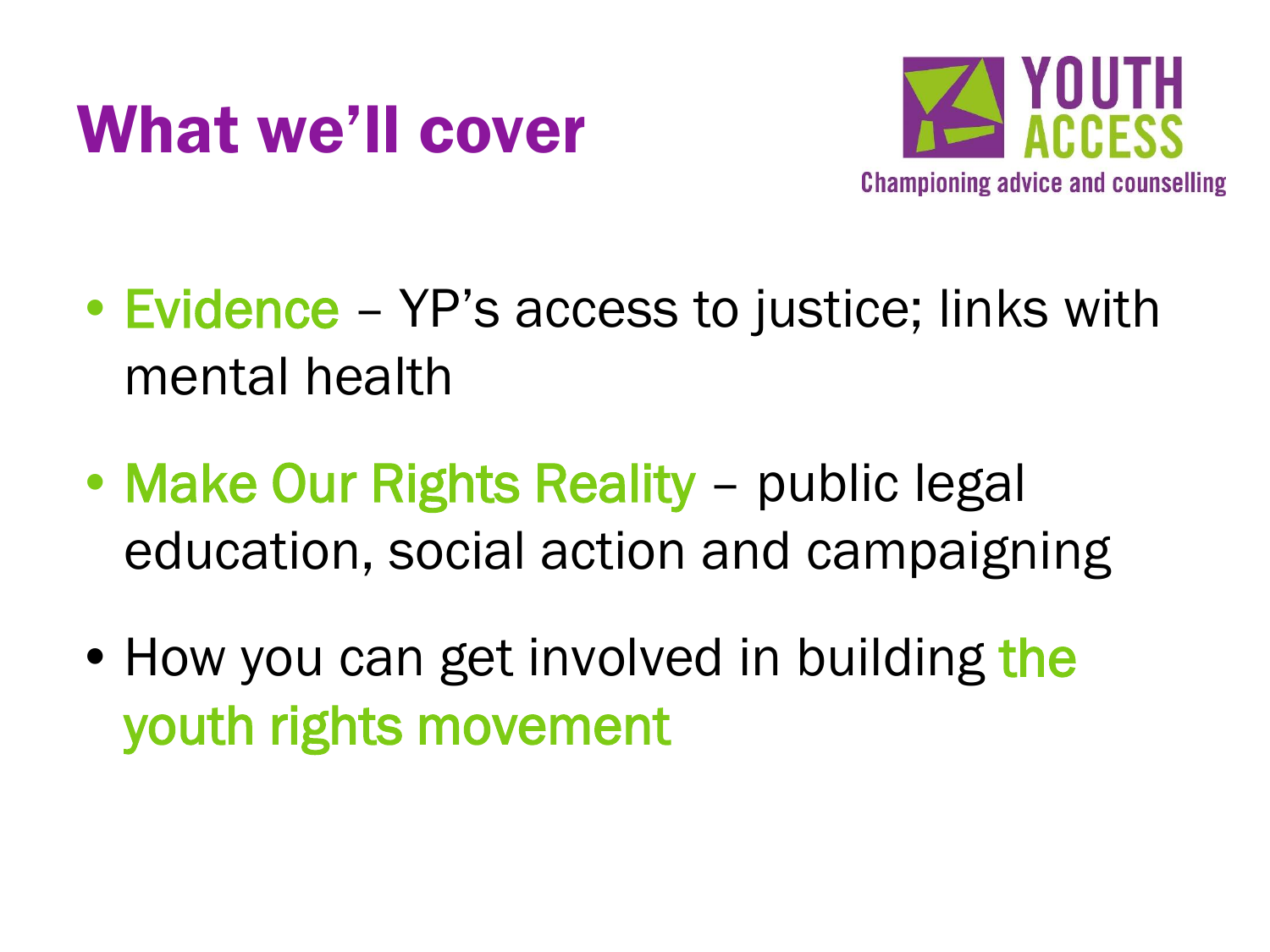# What we'll cover

YOUTH ACCESS
Championing advice and counselling

- Evidence – YP's access to justice; links with mental health
- Make Our Rights Reality – public legal education, social action and campaigning
- How you can get involved in building the youth rights movement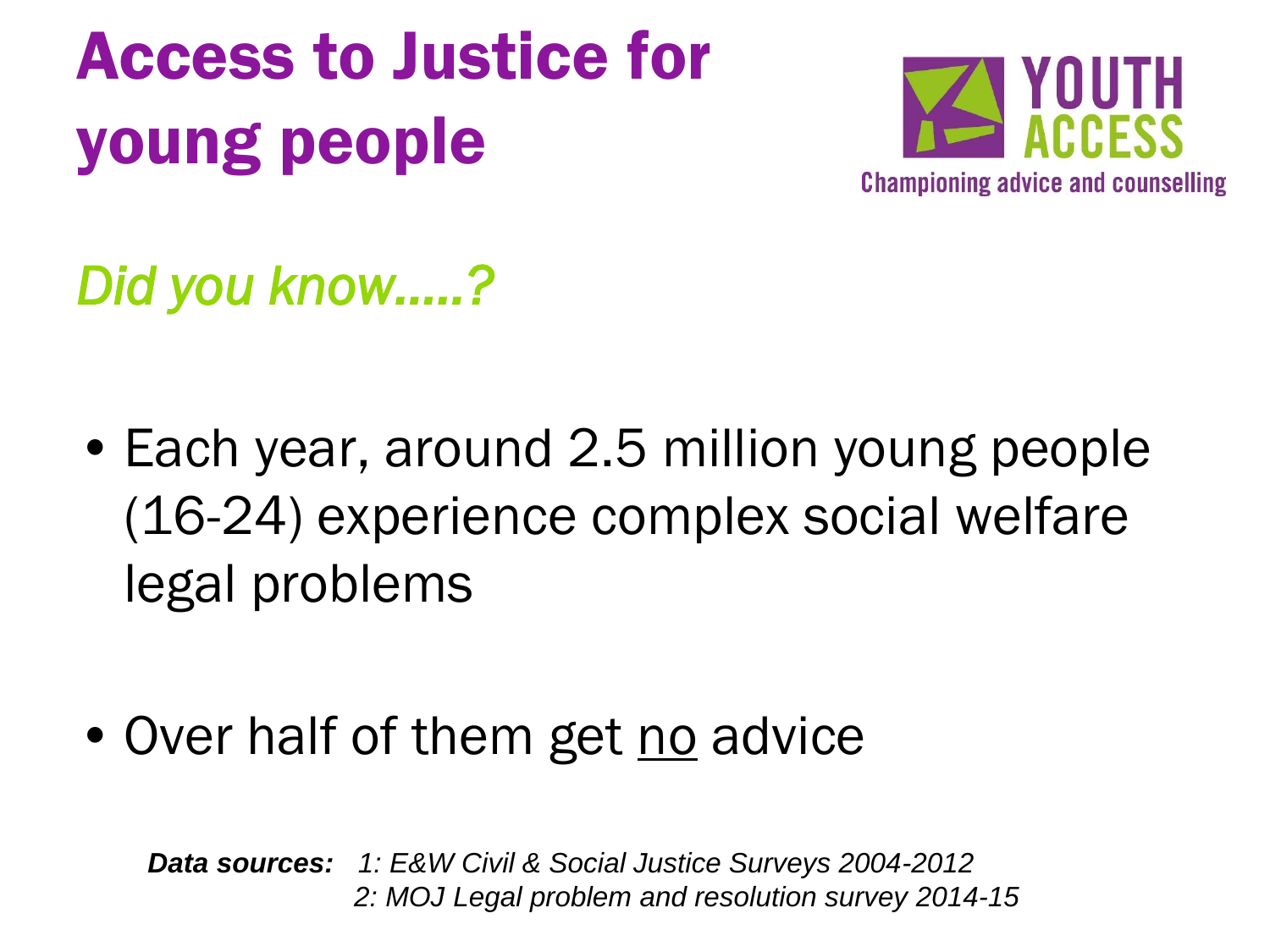# Access to Justice for young people

YOUTH ACCESS

Championing advice and counselling

*Did you know.....?*

- Each year, around 2.5 million young people (16-24) experience complex social welfare legal problems

- Over half of them get <u>no</u> advice

***Data sources:*** *1: E&W Civil & Social Justice Surveys 2004-2012*
*2: MOJ Legal problem and resolution survey 2014-15*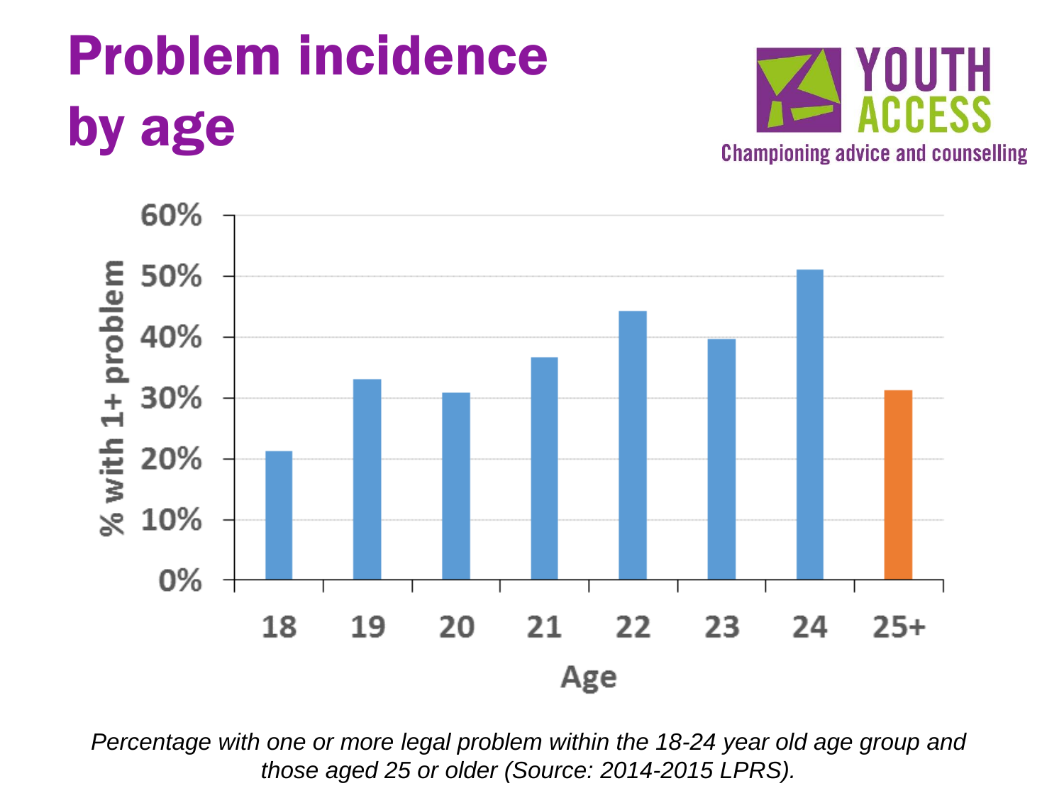# Problem incidence by age

YOUTH ACCESS
Championing advice and counselling

*Percentage with one or more legal problem within the 18-24 year old age group and those aged 25 or older (Source: 2014-2015 LPRS).*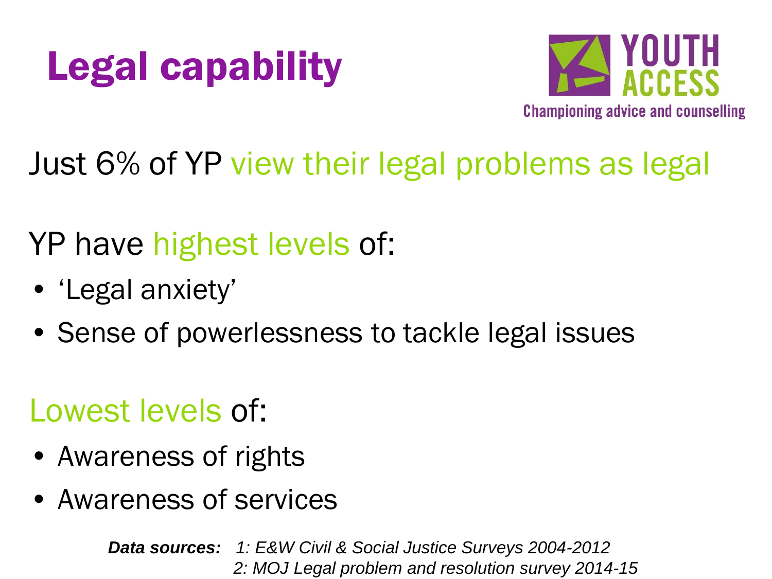# Legal capability

YOUTH ACCESS
Championing advice and counselling

Just 6% of YP view their legal problems as legal

YP have highest levels of:

- 'Legal anxiety'
- Sense of powerlessness to tackle legal issues

Lowest levels of:

- Awareness of rights
- Awareness of services

***Data sources:*** *1: E&W Civil & Social Justice Surveys 2004-2012*
*2: MOJ Legal problem and resolution survey 2014-15*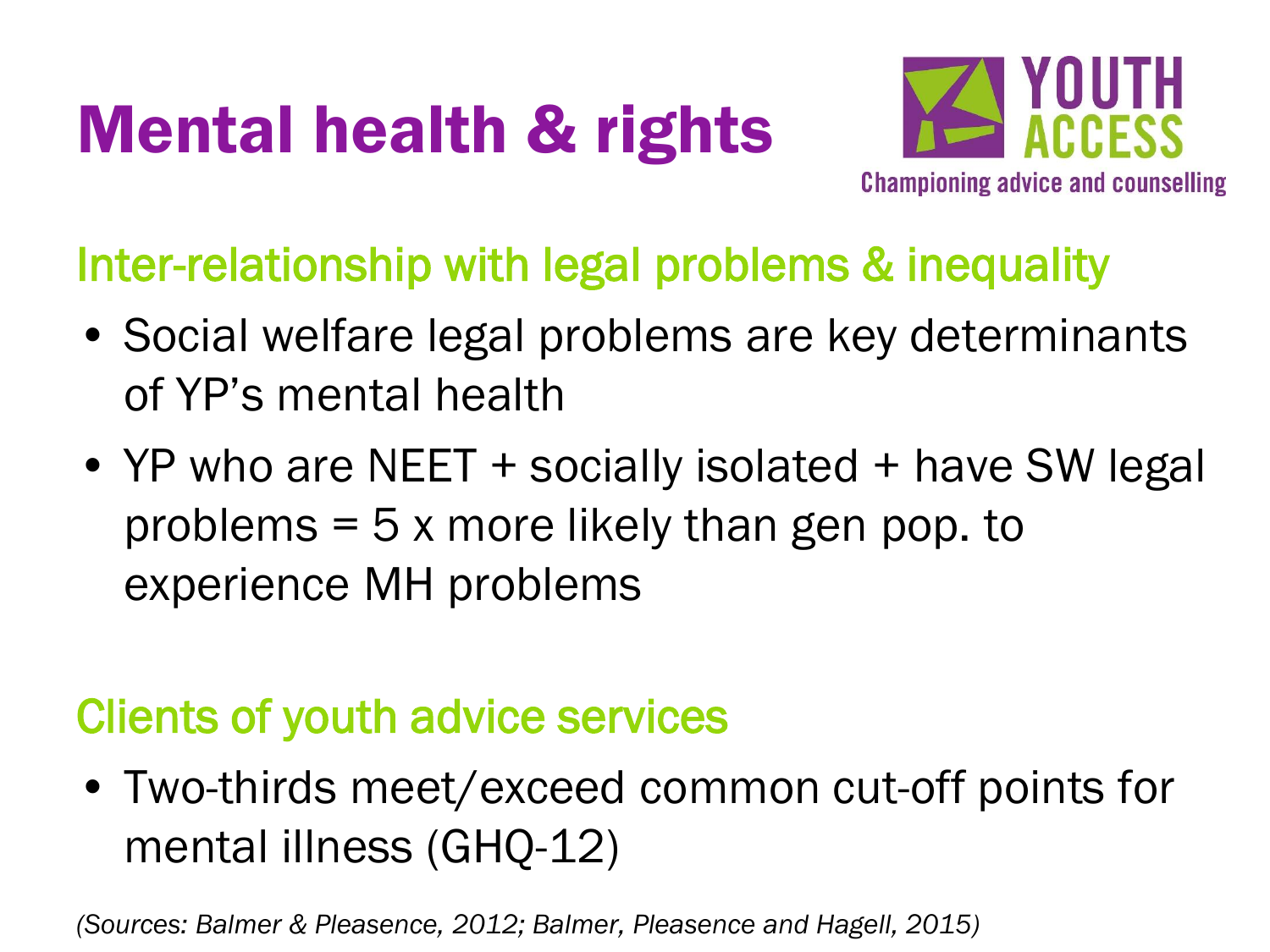# Mental health & rights

YOUTH ACCESS
Championing advice and counselling

## Inter-relationship with legal problems & inequality

- Social welfare legal problems are key determinants of YP's mental health
- YP who are NEET + socially isolated + have SW legal problems = 5 x more likely than gen pop. to experience MH problems

## Clients of youth advice services

- Two-thirds meet/exceed common cut-off points for mental illness (GHQ-12)

*(Sources: Balmer & Pleasence, 2012; Balmer, Pleasence and Hagell, 2015)*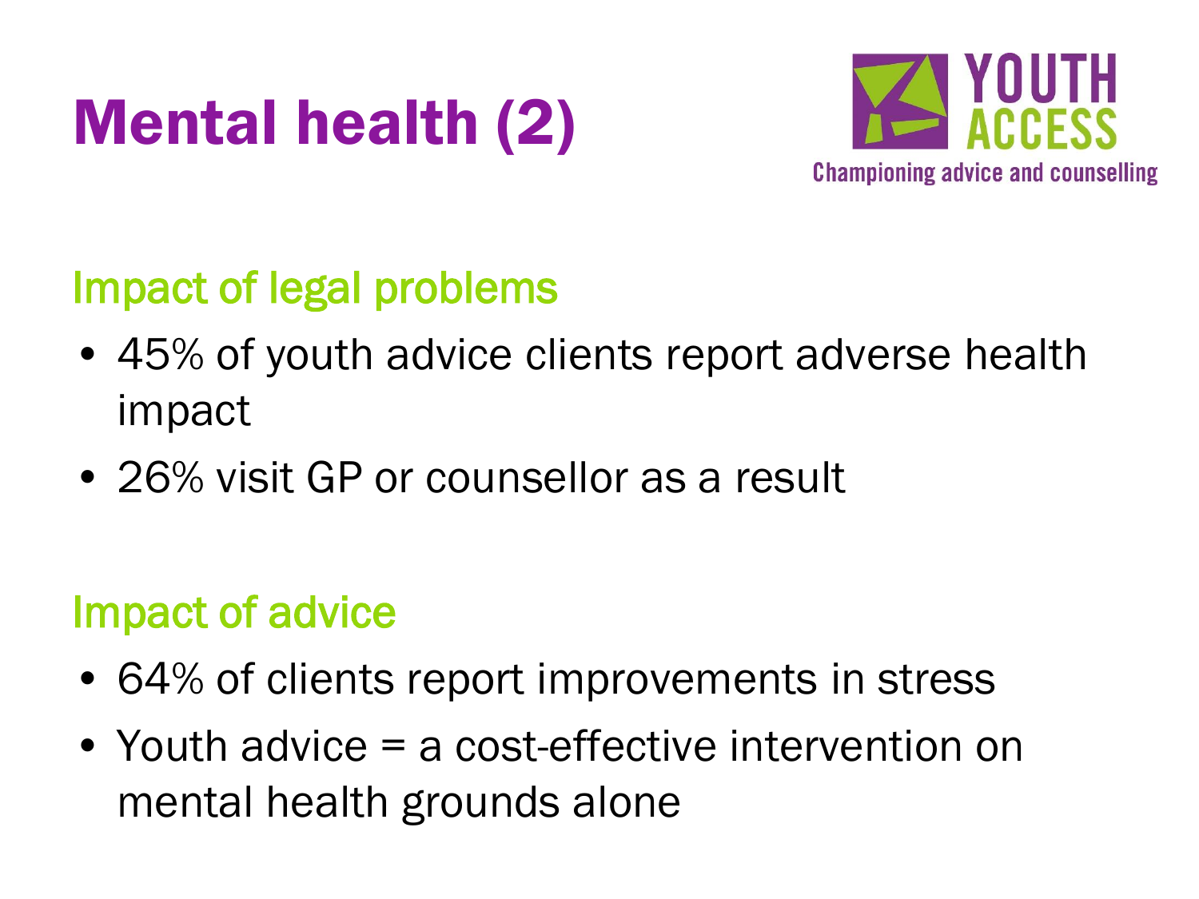# Mental health (2)

YOUTH ACCESS
Championing advice and counselling

## Impact of legal problems

- 45% of youth advice clients report adverse health impact
- 26% visit GP or counsellor as a result

## Impact of advice

- 64% of clients report improvements in stress
- Youth advice = a cost-effective intervention on mental health grounds alone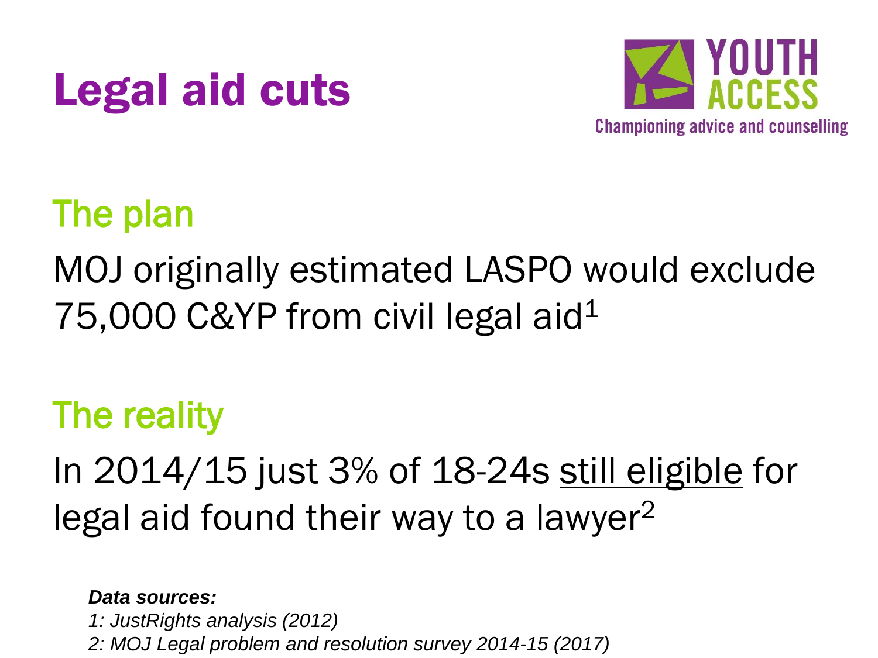# Legal aid cuts

YOUTH ACCESS

Championing advice and counselling

## The plan

MOJ originally estimated LASPO would exclude 75,000 C&YP from civil legal aid[1]

## The reality

In 2014/15 just 3% of 18-24s <u>still eligible</u> for legal aid found their way to a lawyer[2]

***Data sources:***

*1: JustRights analysis (2012)*

*2: MOJ Legal problem and resolution survey 2014-15 (2017)*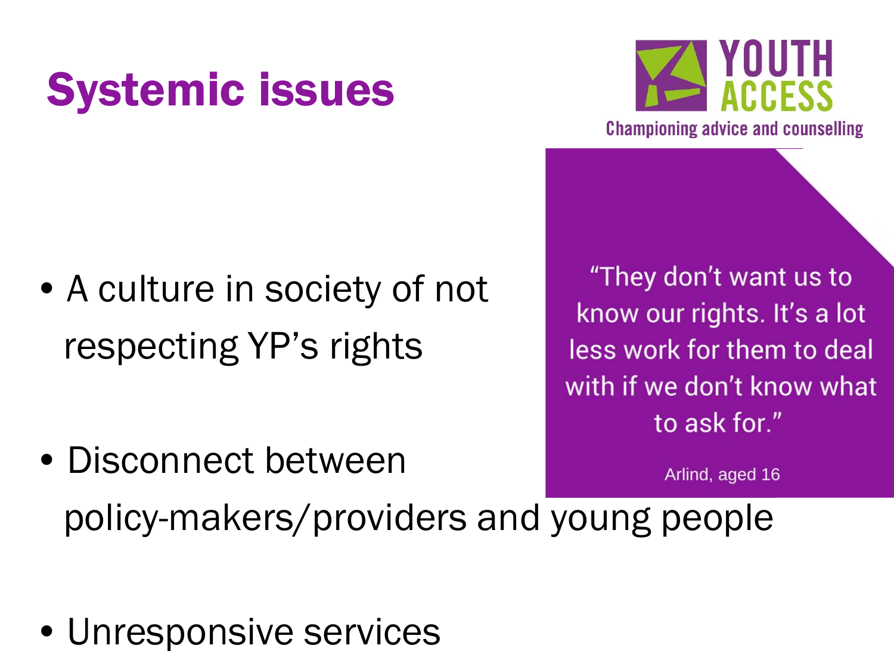# Systemic issues

YOUTH ACCESS

Championing advice and counselling

- A culture in society of not respecting YP's rights

- Disconnect between policy-makers/providers and young people

- Unresponsive services

"They don't want us to know our rights. It's a lot less work for them to deal with if we don't know what to ask for."

Arlind, aged 16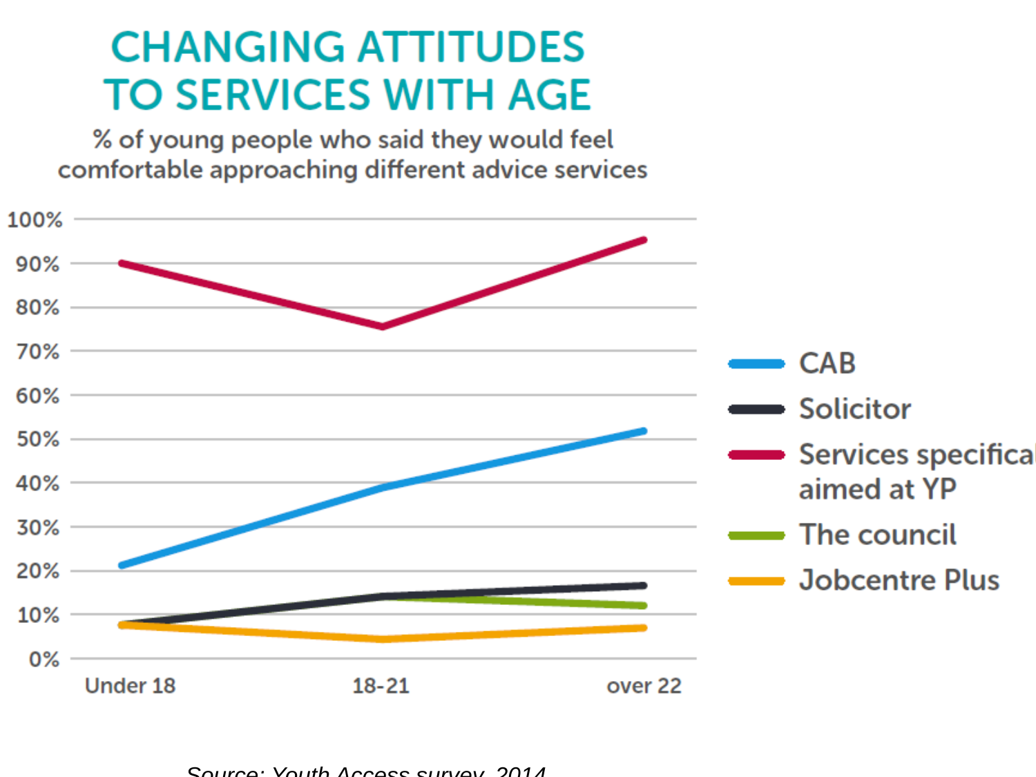# CHANGING ATTITUDES TO SERVICES WITH AGE

% of young people who said they would feel comfortable approaching different advice services

| | Under 18 | 18-21 | over 22 |
|---|---|---|---|
| CAB | 21% | 39% | 52% |
| Solicitor | 8% | 14% | 17% |
| Services specifically aimed at YP | 90% | 76% | 95% |
| The council | 8% | 14% | 12% |
| Jobcentre Plus | 8% | 4% | 7% |

*Source: Youth Access survey, 2014*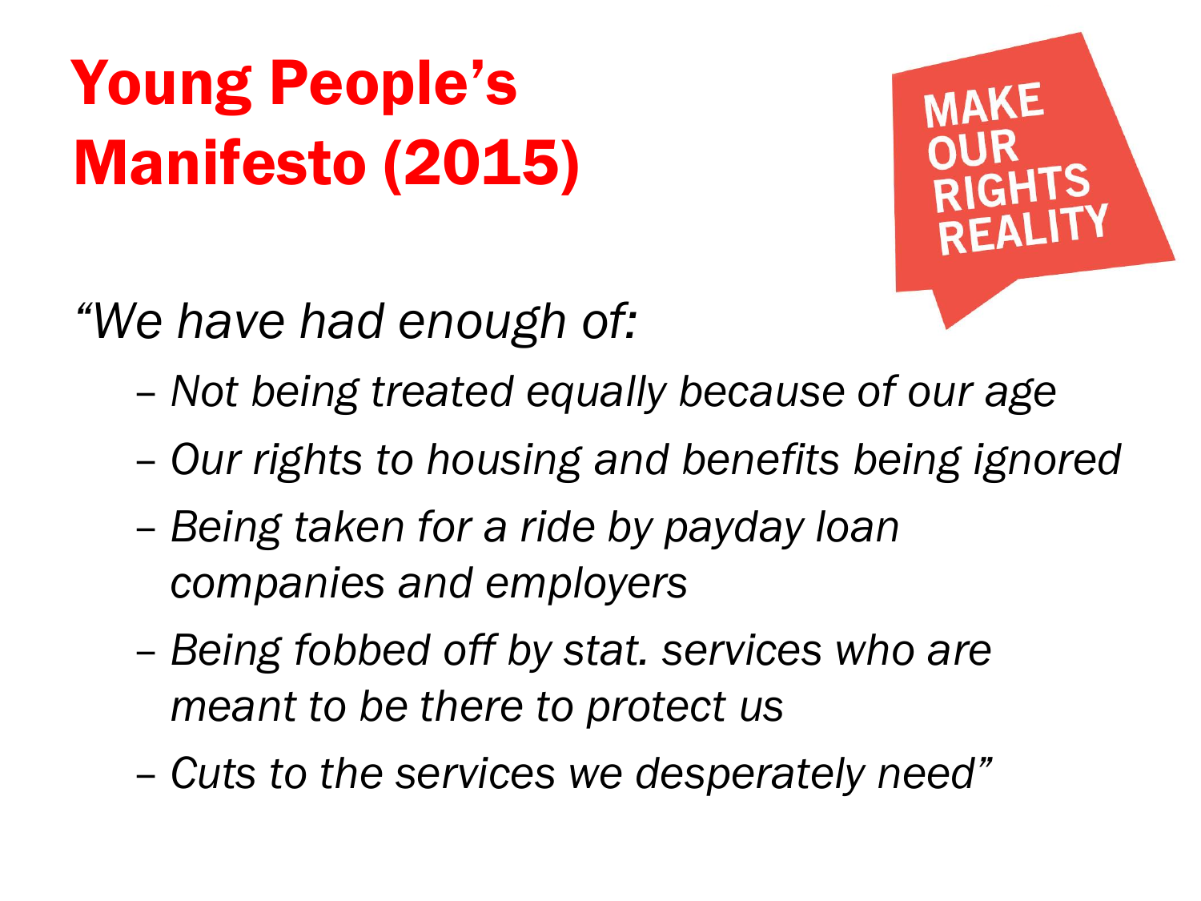# Young People's Manifesto (2015)

MAKE OUR RIGHTS REALITY

*"We have had enough of:*

- *Not being treated equally because of our age*
- *Our rights to housing and benefits being ignored*
- *Being taken for a ride by payday loan companies and employers*
- *Being fobbed off by stat. services who are meant to be there to protect us*
- *Cuts to the services we desperately need"*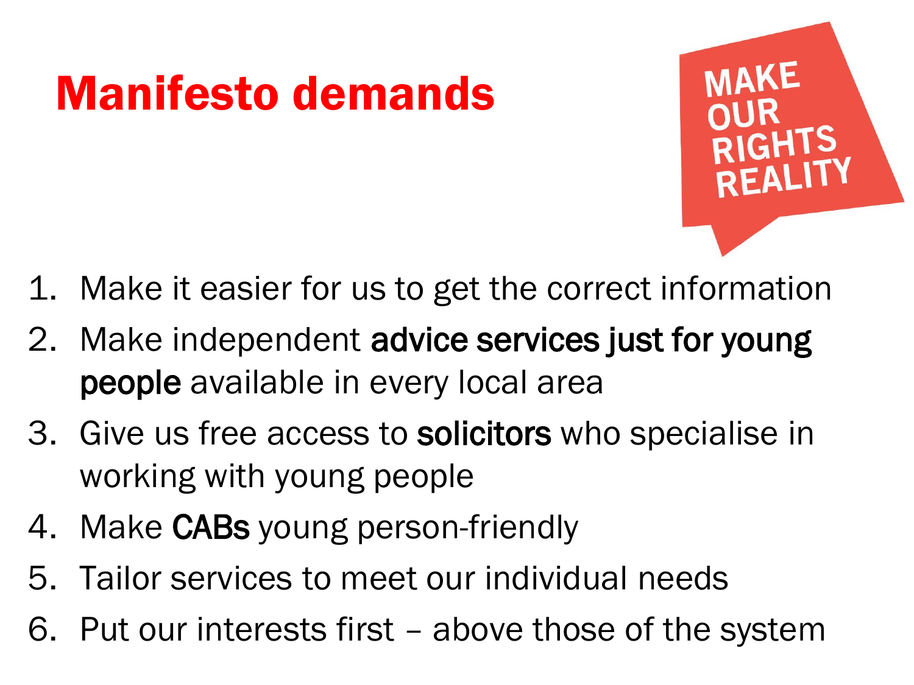# Manifesto demands

MAKE OUR RIGHTS REALITY

1. Make it easier for us to get the correct information
2. Make independent **advice services just for young people** available in every local area
3. Give us free access to **solicitors** who specialise in working with young people
4. Make **CABs** young person-friendly
5. Tailor services to meet our individual needs
6. Put our interests first – above those of the system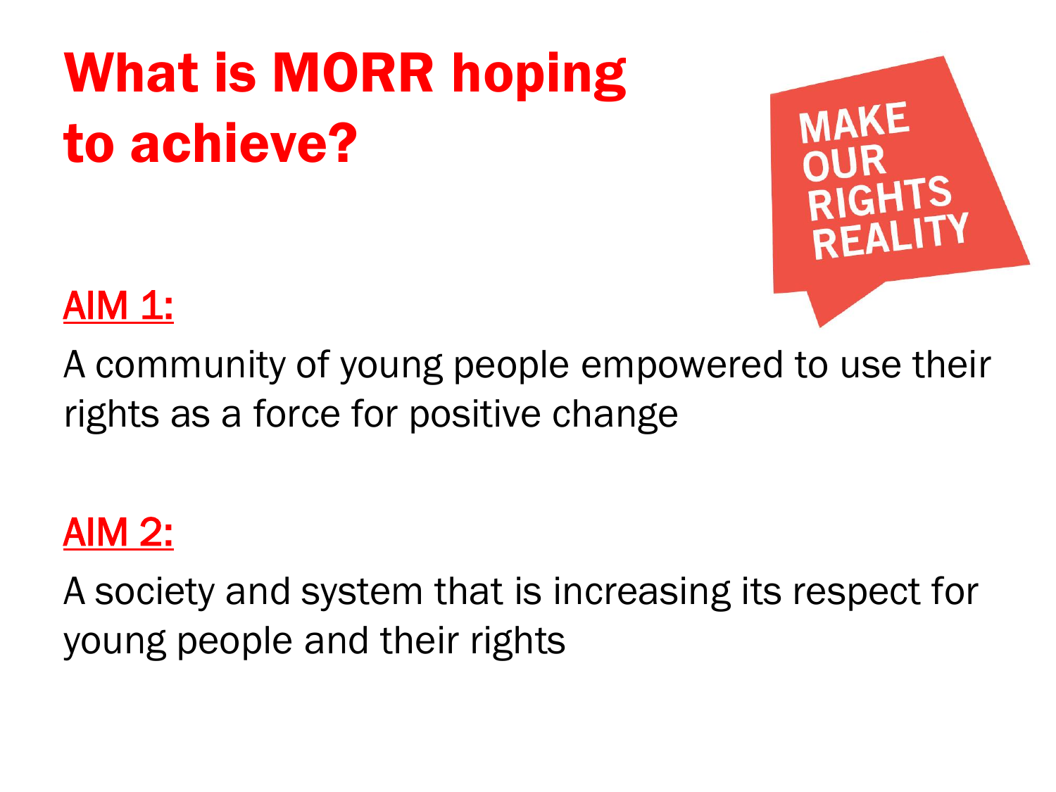# What is MORR hoping to achieve?

MAKE OUR RIGHTS REALITY

**AIM 1:**

A community of young people empowered to use their rights as a force for positive change

**AIM 2:**

A society and system that is increasing its respect for young people and their rights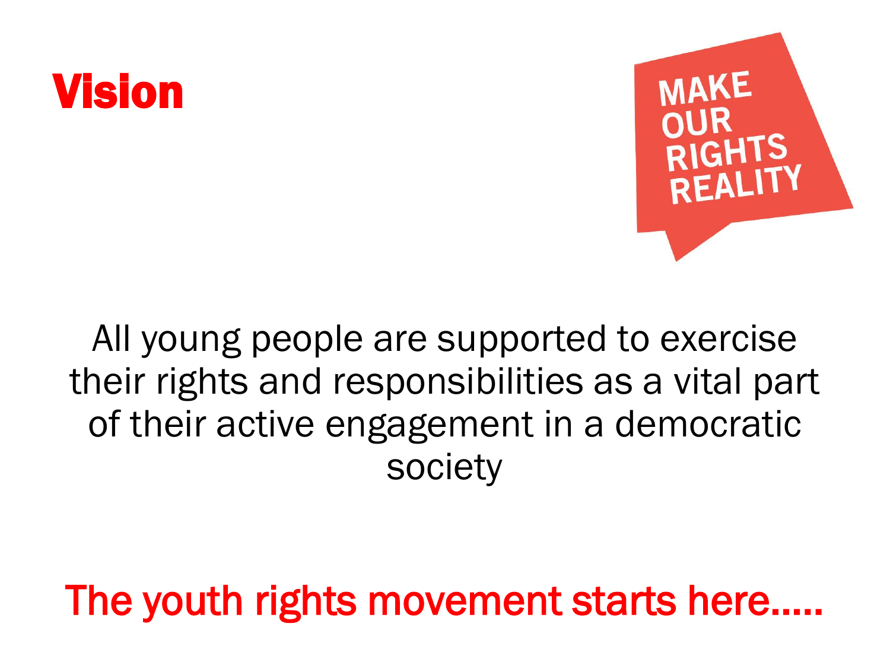# Vision

MAKE OUR RIGHTS REALITY

All young people are supported to exercise their rights and responsibilities as a vital part of their active engagement in a democratic society

The youth rights movement starts here…..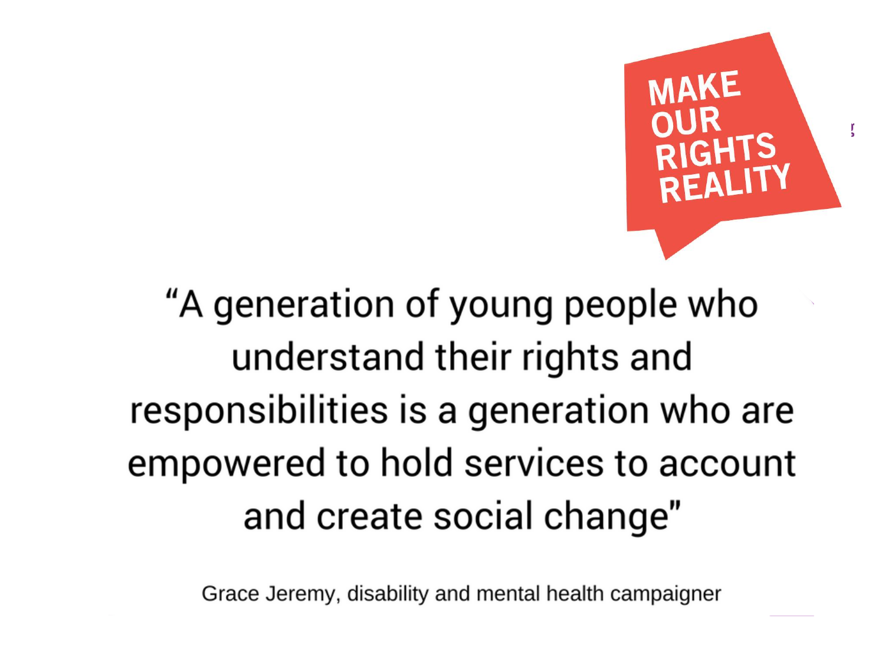**MAKE OUR RIGHTS REALITY**

"A generation of young people who understand their rights and responsibilities is a generation who are empowered to hold services to account and create social change"

Grace Jeremy, disability and mental health campaigner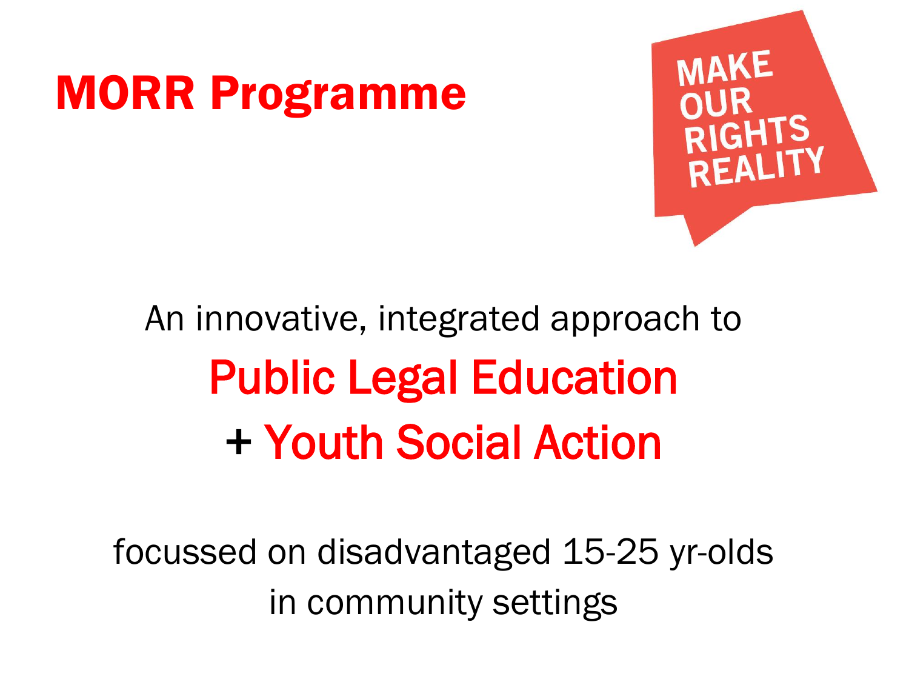# MORR Programme

MAKE OUR RIGHTS REALITY

An innovative, integrated approach to

**Public Legal Education**

**+ Youth Social Action**

focussed on disadvantaged 15-25 yr-olds in community settings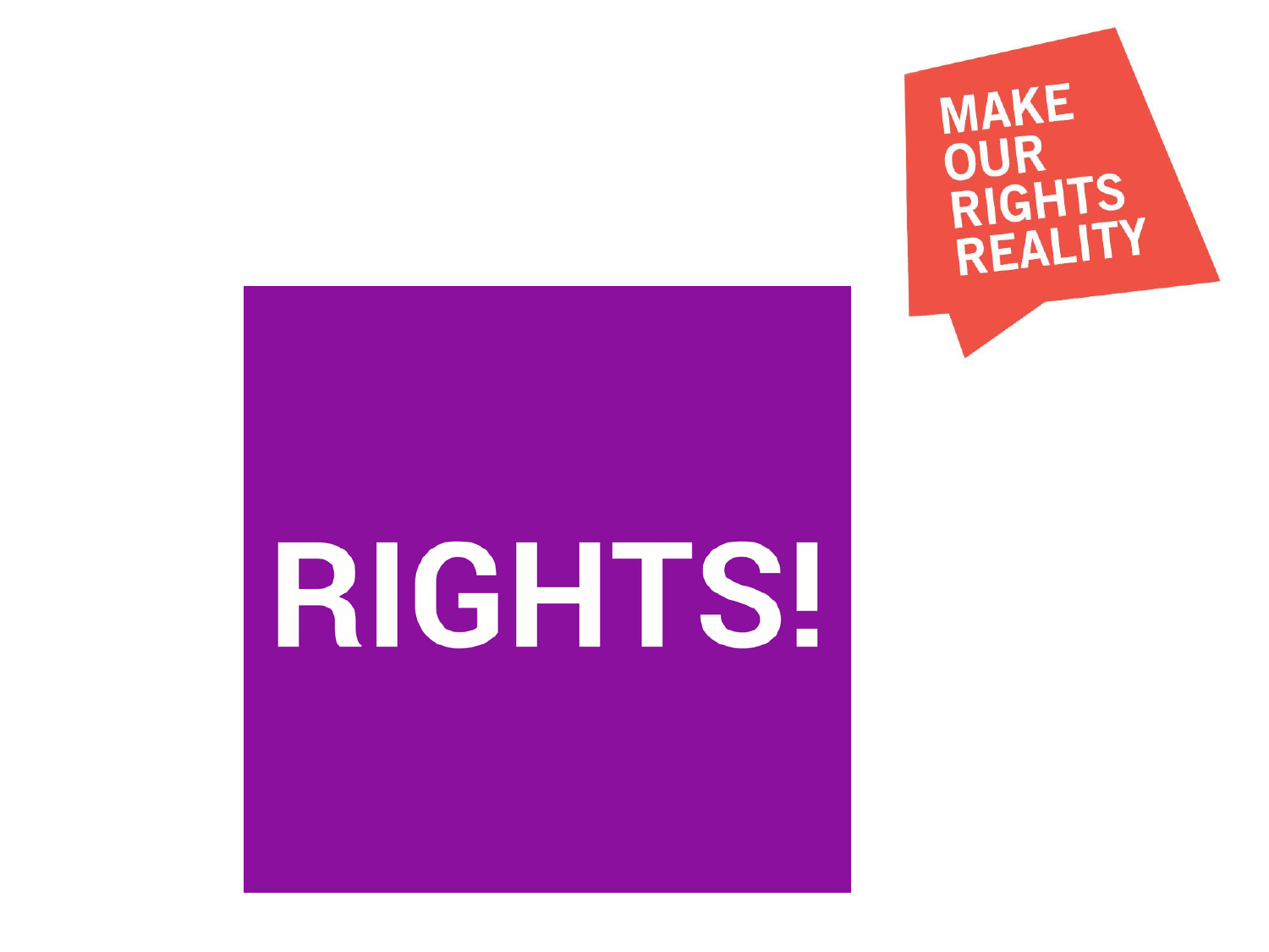MAKE OUR RIGHTS REALITY

# RIGHTS!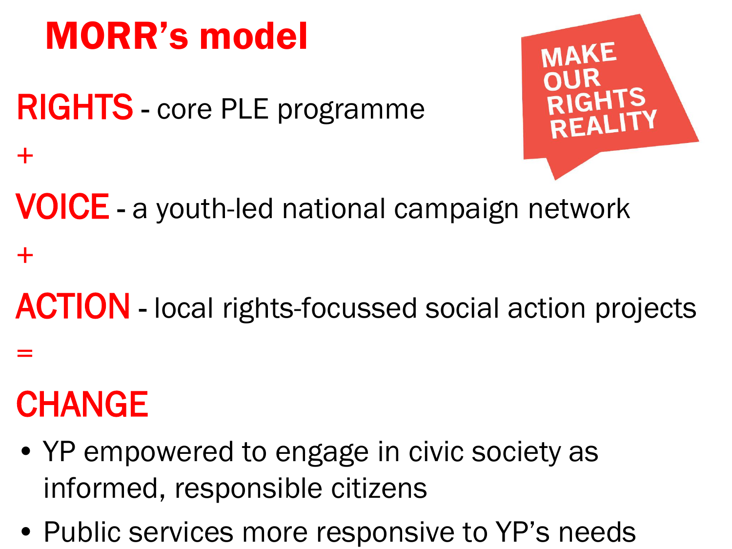# MORR's model

MAKE OUR RIGHTS REALITY

**RIGHTS** - core PLE programme

+

**VOICE** - a youth-led national campaign network

+

**ACTION** - local rights-focussed social action projects

=

**CHANGE**

- YP empowered to engage in civic society as informed, responsible citizens
- Public services more responsive to YP's needs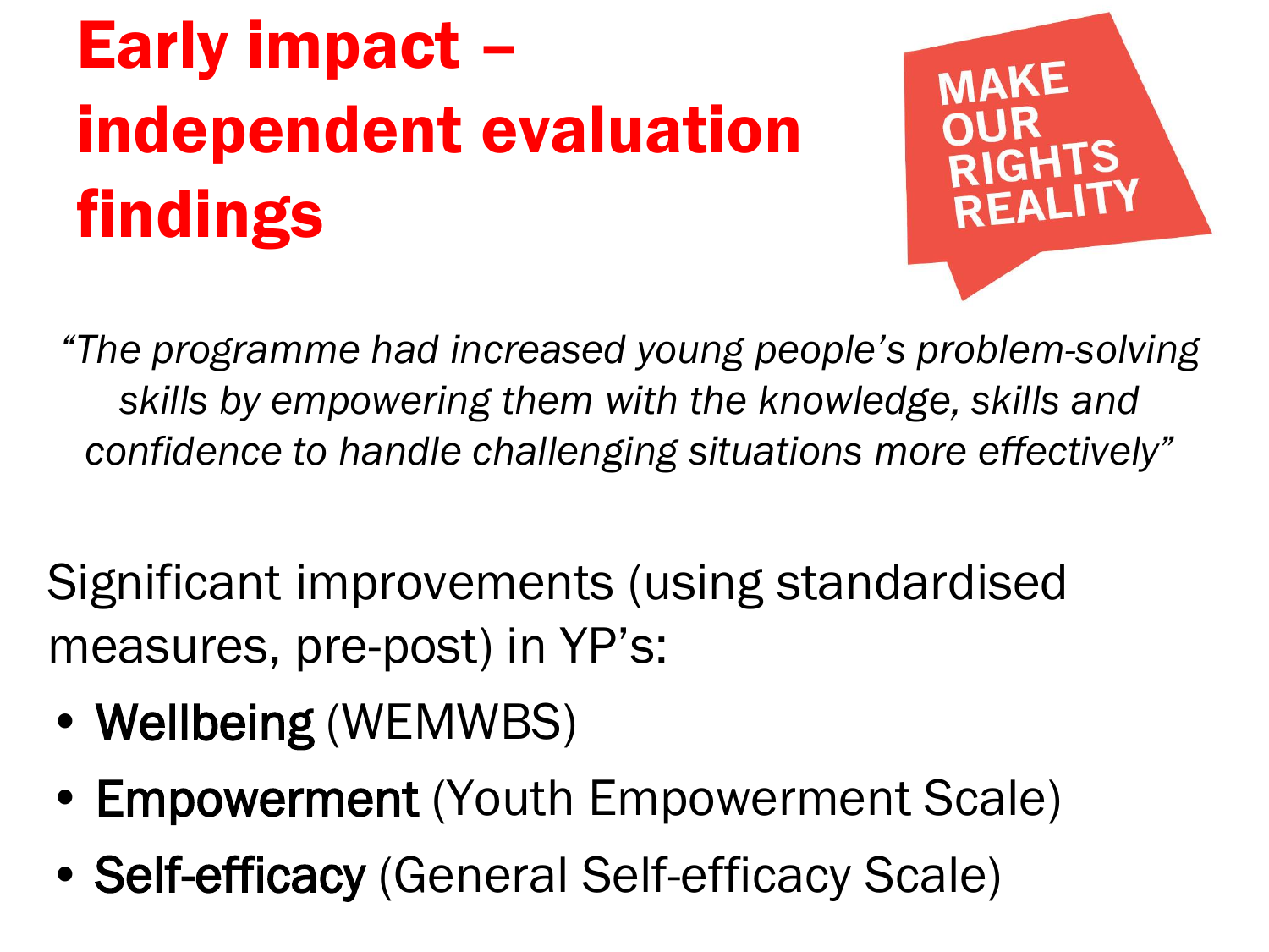# Early impact – independent evaluation findings

MAKE OUR RIGHTS REALITY

*"The programme had increased young people's problem-solving skills by empowering them with the knowledge, skills and confidence to handle challenging situations more effectively"*

Significant improvements (using standardised measures, pre-post) in YP's:

- **Wellbeing** (WEMWBS)
- **Empowerment** (Youth Empowerment Scale)
- **Self-efficacy** (General Self-efficacy Scale)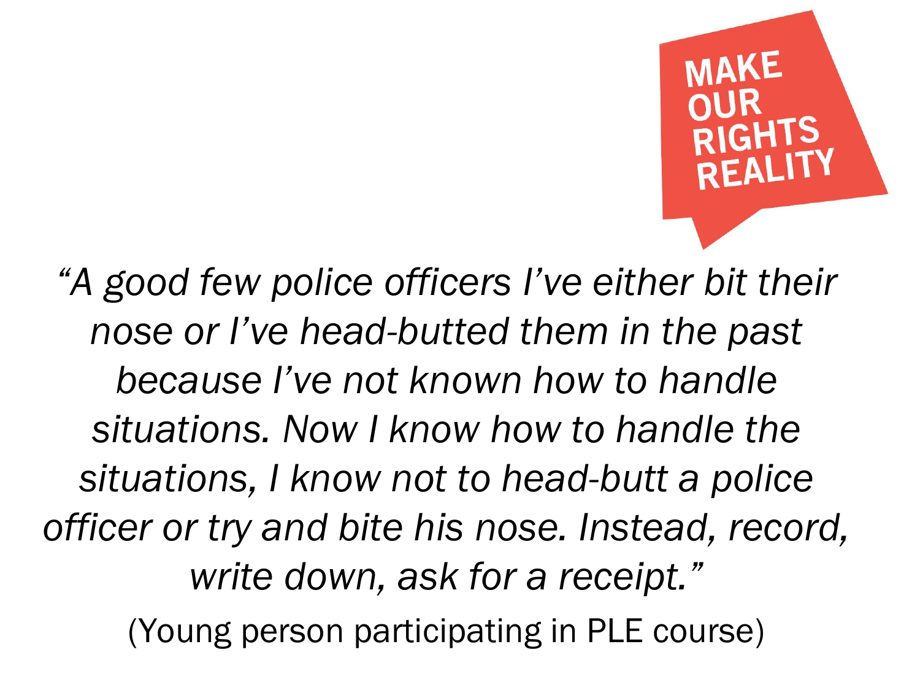MAKE OUR RIGHTS REALITY

*"A good few police officers I've either bit their nose or I've head-butted them in the past because I've not known how to handle situations. Now I know how to handle the situations, I know not to head-butt a police officer or try and bite his nose. Instead, record, write down, ask for a receipt."*

(Young person participating in PLE course)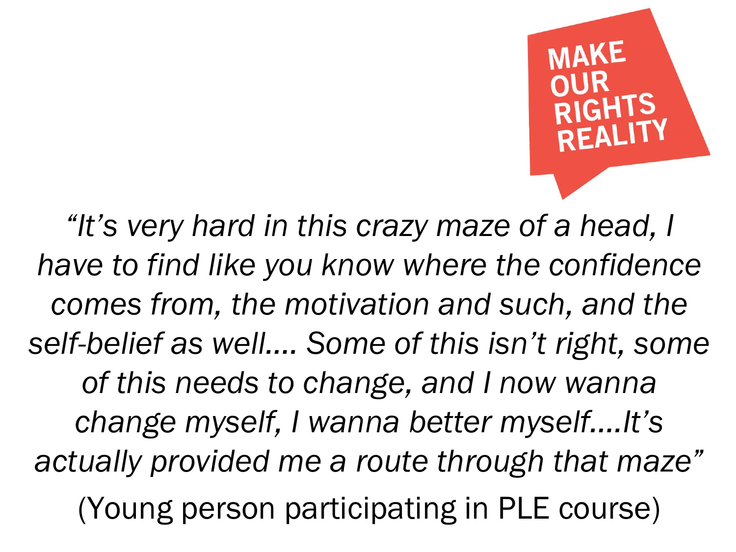MAKE OUR RIGHTS REALITY

*"It's very hard in this crazy maze of a head, I have to find like you know where the confidence comes from, the motivation and such, and the self-belief as well…. Some of this isn't right, some of this needs to change, and I now wanna change myself, I wanna better myself….It's actually provided me a route through that maze"*

(Young person participating in PLE course)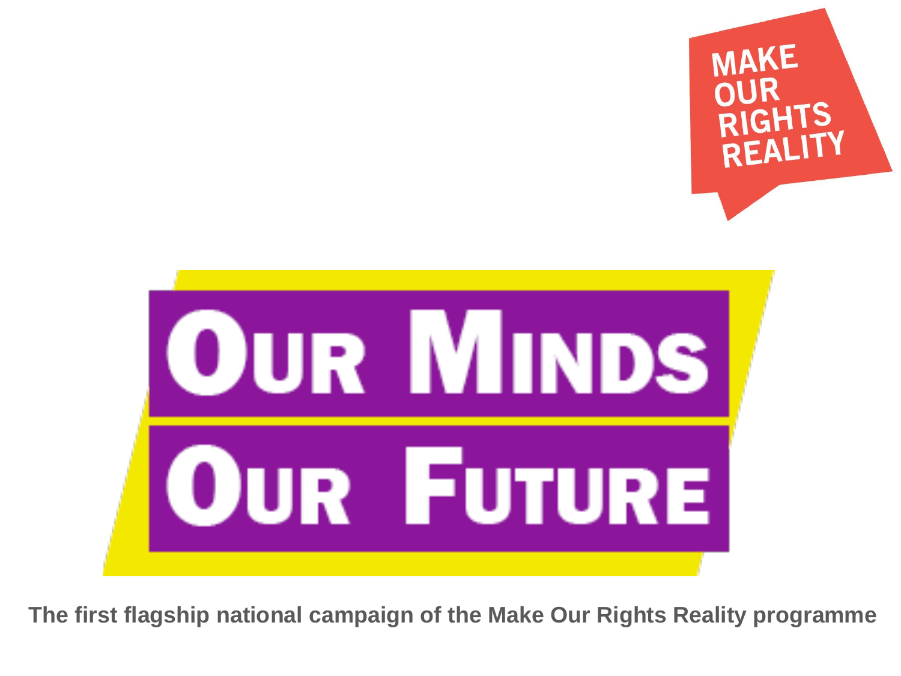MAKE OUR RIGHTS REALITY

# OUR MINDS OUR FUTURE

**The first flagship national campaign of the Make Our Rights Reality programme**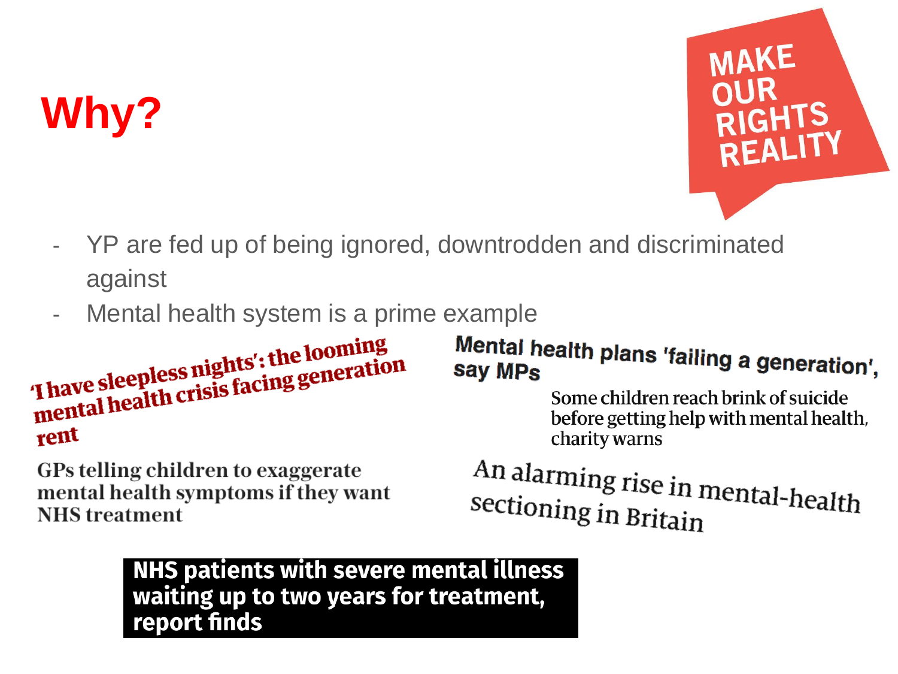# Why?

MAKE OUR RIGHTS REALITY

- YP are fed up of being ignored, downtrodden and discriminated against
- Mental health system is a prime example

'I have sleepless nights': the looming mental health crisis facing generation rent

Mental health plans 'failing a generation', say MPs

Some children reach brink of suicide before getting help with mental health, charity warns

GPs telling children to exaggerate mental health symptoms if they want NHS treatment

An alarming rise in mental-health sectioning in Britain

NHS patients with severe mental illness waiting up to two years for treatment, report finds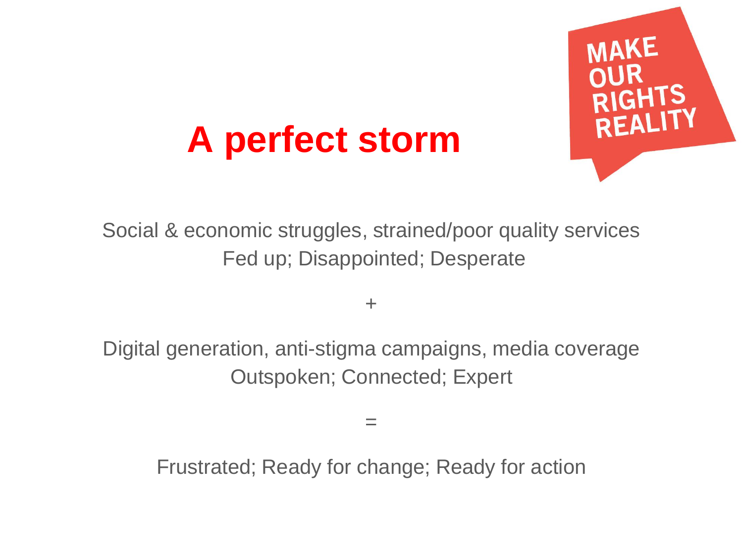MAKE OUR RIGHTS REALITY

# A perfect storm

Social & economic struggles, strained/poor quality services
Fed up; Disappointed; Desperate

+

Digital generation, anti-stigma campaigns, media coverage
Outspoken; Connected; Expert

=

Frustrated; Ready for change; Ready for action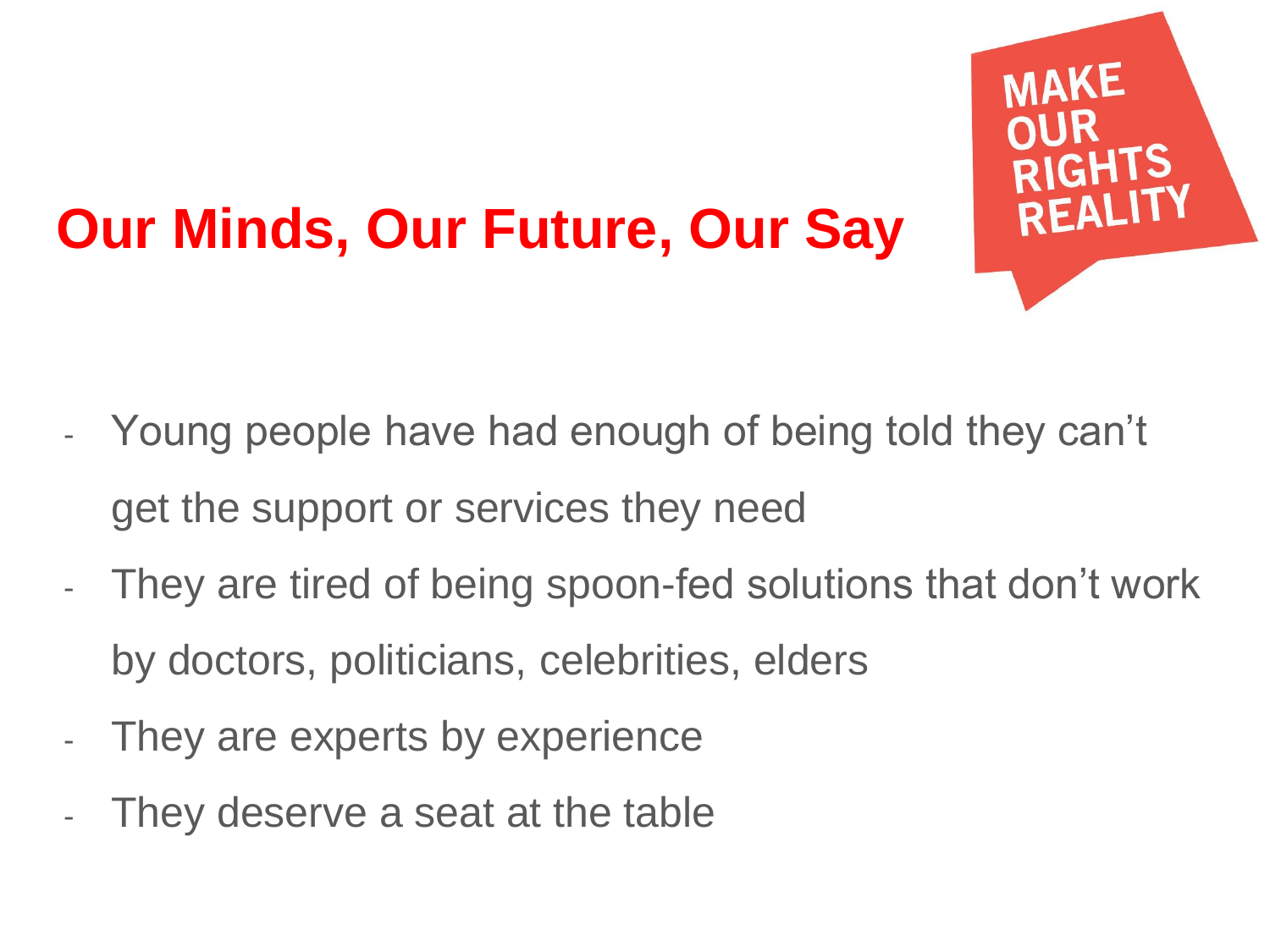## Our Minds, Our Future, Our Say

MAKE OUR RIGHTS REALITY

- Young people have had enough of being told they can't get the support or services they need
- They are tired of being spoon-fed solutions that don't work by doctors, politicians, celebrities, elders
- They are experts by experience
- They deserve a seat at the table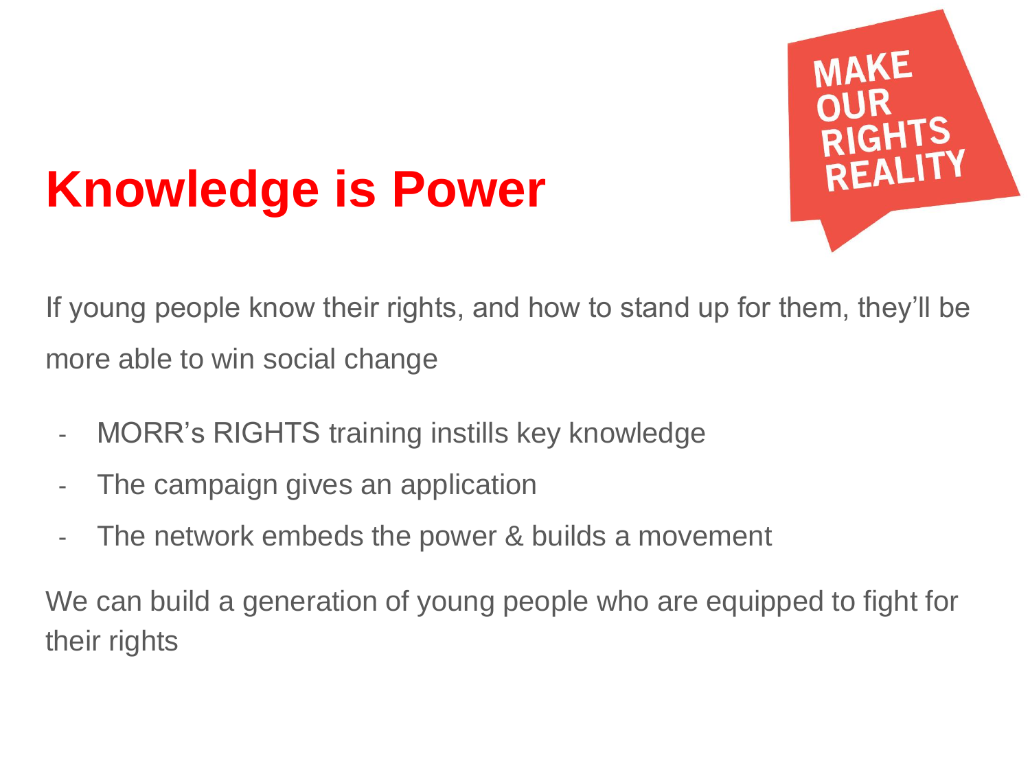# Knowledge is Power

MAKE OUR RIGHTS REALITY

If young people know their rights, and how to stand up for them, they'll be more able to win social change

- MORR's RIGHTS training instills key knowledge
- The campaign gives an application
- The network embeds the power & builds a movement

We can build a generation of young people who are equipped to fight for their rights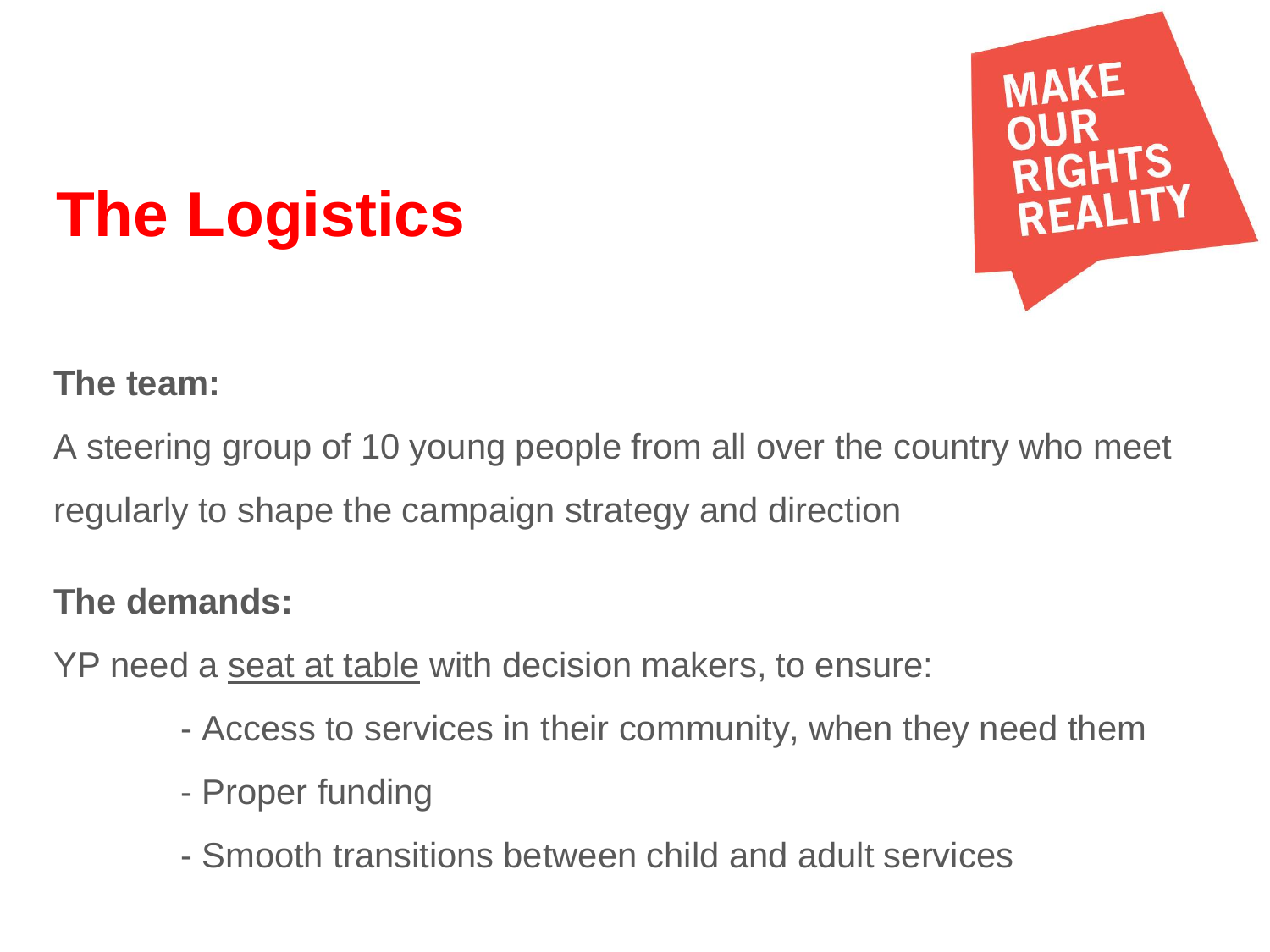# The Logistics

MAKE OUR RIGHTS REALITY

**The team:**

A steering group of 10 young people from all over the country who meet regularly to shape the campaign strategy and direction

**The demands:**

YP need a <u>seat at table</u> with decision makers, to ensure:

- Access to services in their community, when they need them
- Proper funding
- Smooth transitions between child and adult services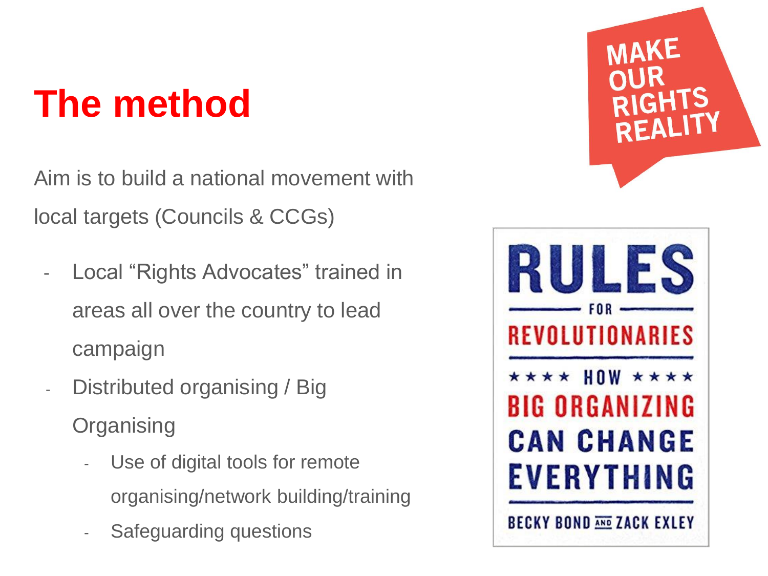# The method

Aim is to build a national movement with local targets (Councils & CCGs)

- Local "Rights Advocates" trained in areas all over the country to lead campaign
- Distributed organising / Big Organising
  - Use of digital tools for remote organising/network building/training
  - Safeguarding questions

MAKE OUR RIGHTS REALITY

RULES FOR REVOLUTIONARIES

HOW BIG ORGANIZING CAN CHANGE EVERYTHING

BECKY BOND AND ZACK EXLEY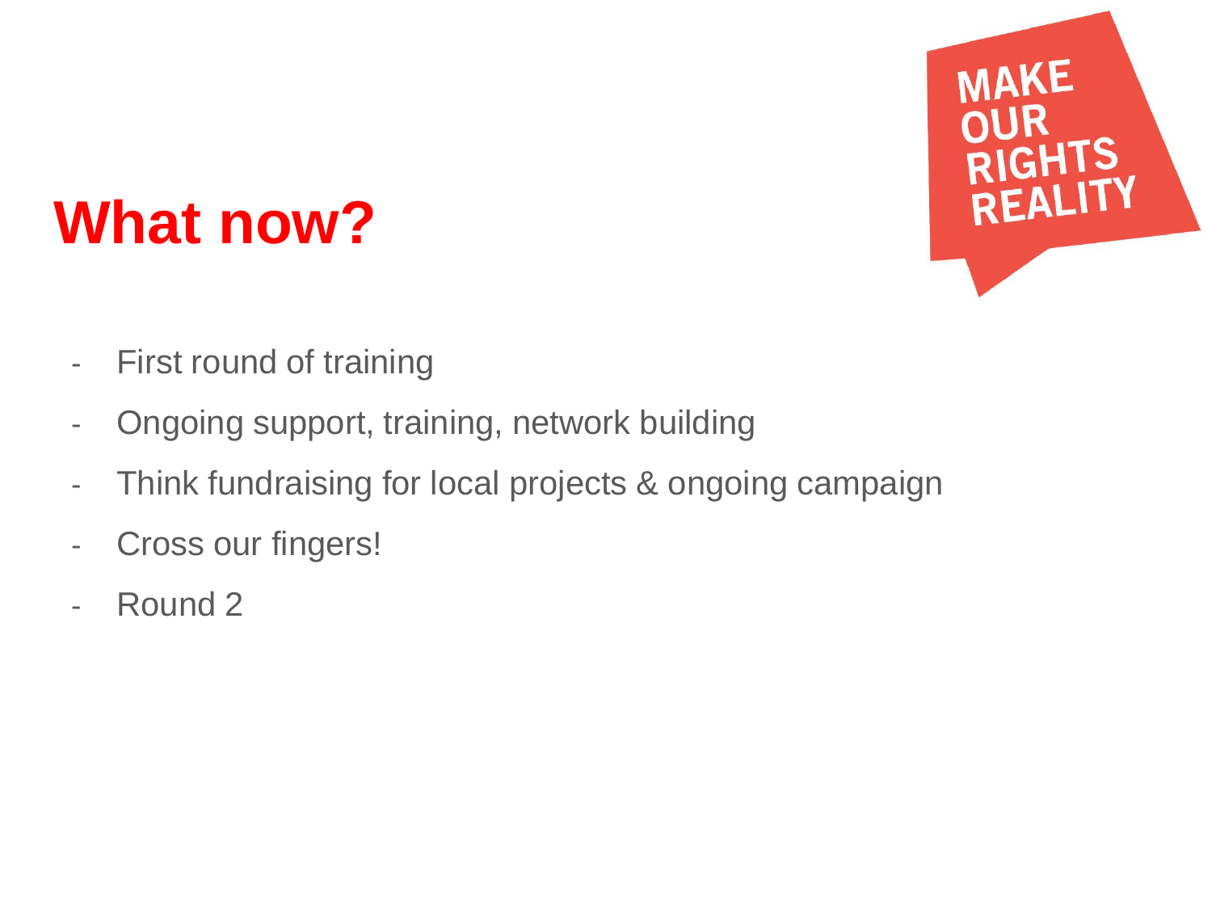# What now?

MAKE OUR RIGHTS REALITY

- First round of training
- Ongoing support, training, network building
- Think fundraising for local projects & ongoing campaign
- Cross our fingers!
- Round 2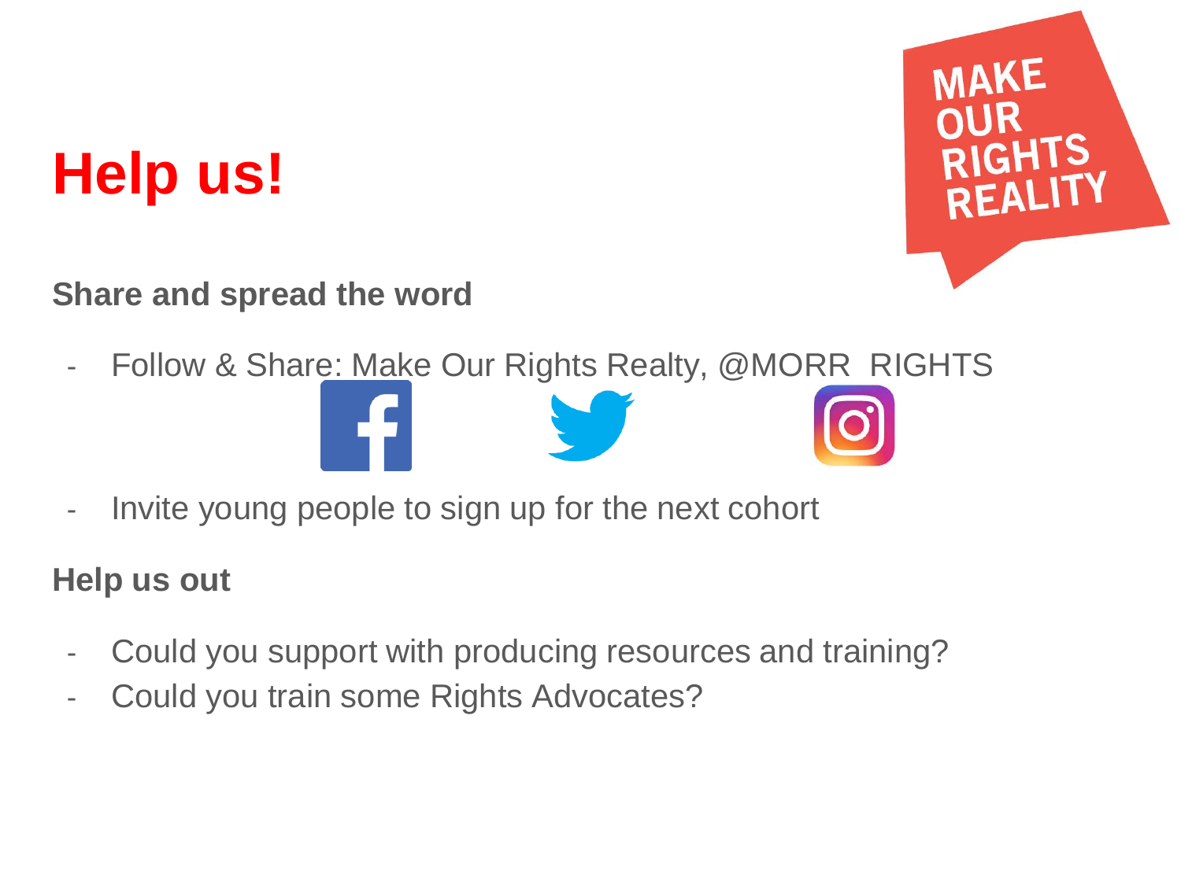# Help us!

MAKE OUR RIGHTS REALITY

**Share and spread the word**

- Follow & Share: Make Our Rights Realty, @MORR_RIGHTS
- Invite young people to sign up for the next cohort

**Help us out**

- Could you support with producing resources and training?
- Could you train some Rights Advocates?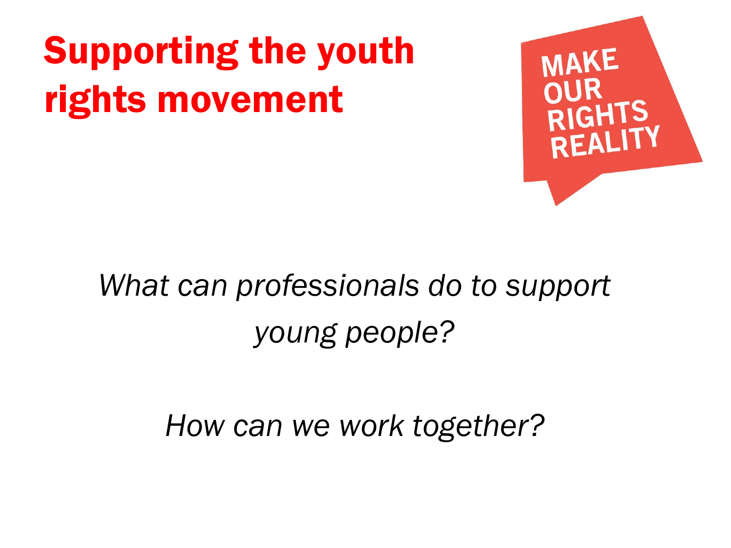# Supporting the youth rights movement

MAKE OUR RIGHTS REALITY

*What can professionals do to support young people?*

*How can we work together?*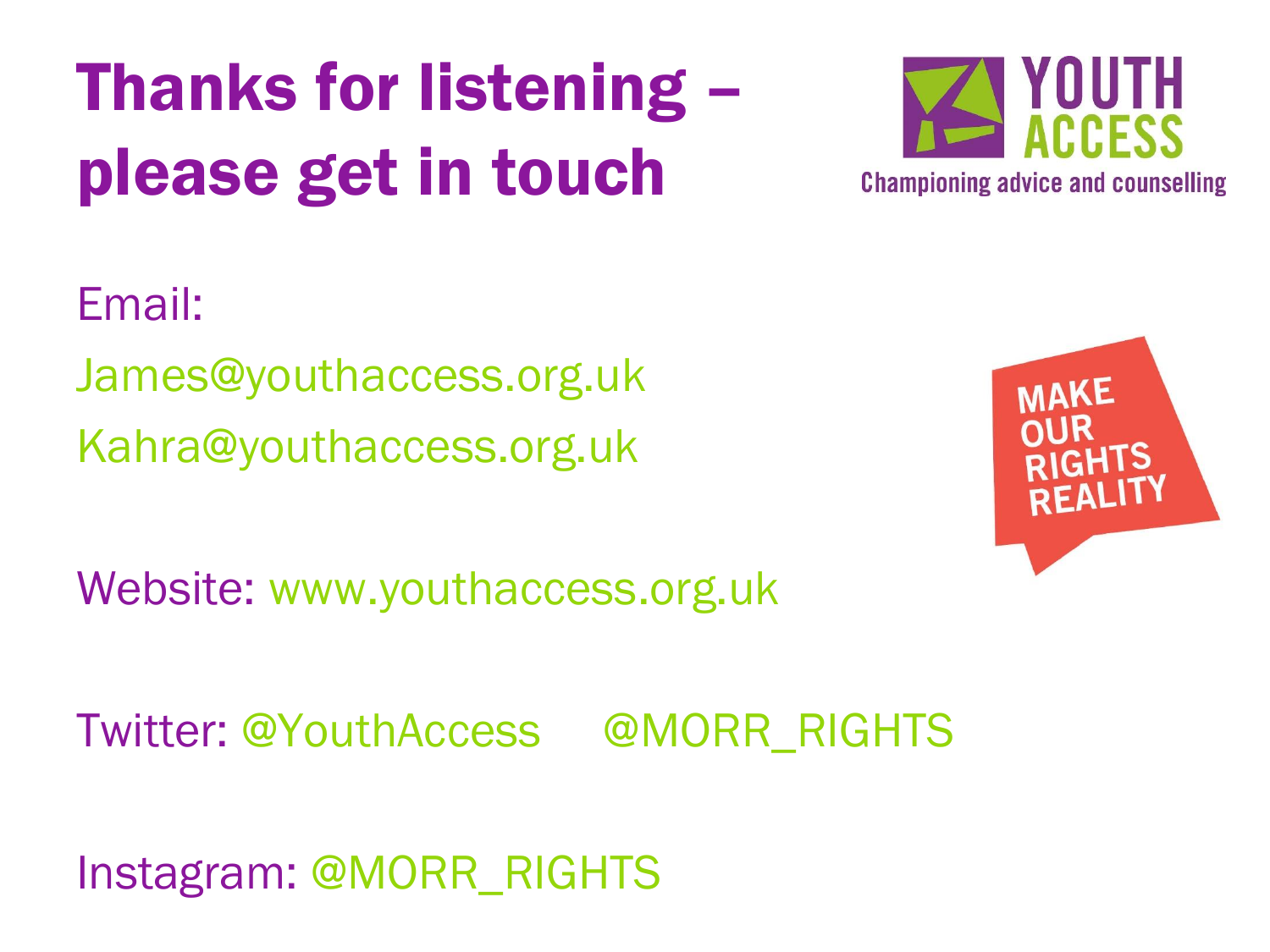# Thanks for listening – please get in touch

Email:

James@youthaccess.org.uk

Kahra@youthaccess.org.uk

Website: www.youthaccess.org.uk

Twitter: @YouthAccess @MORR_RIGHTS

Instagram: @MORR_RIGHTS